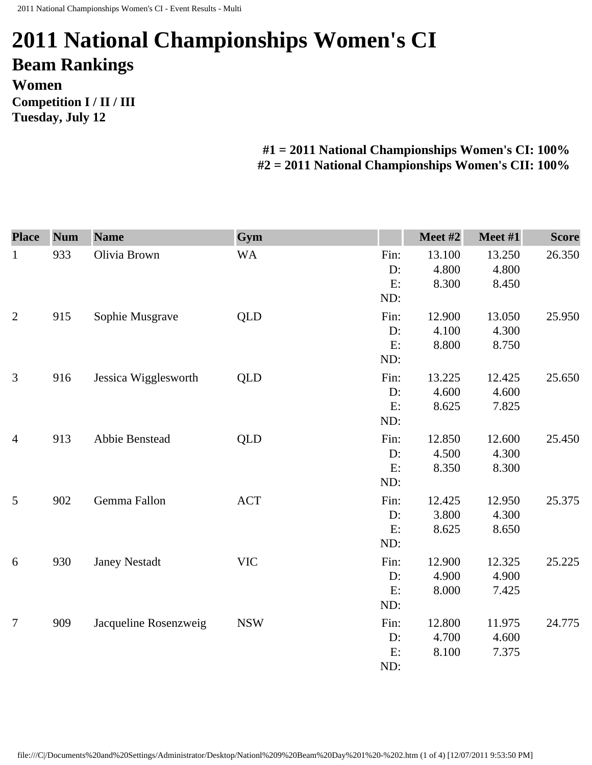# 2011 National Championships Women's CI

## Beam Rankings

### Women

**Competition I / II / III**
**Tuesday, July 12**

**#1 = 2011 National Championships Women's CI: 100%**
**#2 = 2011 National Championships Women's CII: 100%**

| Place | Num | Name | Gym | | Meet #2 | Meet #1 | Score |
|---|---|---|---|---|---|---|---|
| 1 | 933 | Olivia Brown | WA | Fin: | 13.100 | 13.250 | 26.350 |
| | | | | D: | 4.800 | 4.800 | |
| | | | | E: | 8.300 | 8.450 | |
| | | | | ND: | | | |
| 2 | 915 | Sophie Musgrave | QLD | Fin: | 12.900 | 13.050 | 25.950 |
| | | | | D: | 4.100 | 4.300 | |
| | | | | E: | 8.800 | 8.750 | |
| | | | | ND: | | | |
| 3 | 916 | Jessica Wigglesworth | QLD | Fin: | 13.225 | 12.425 | 25.650 |
| | | | | D: | 4.600 | 4.600 | |
| | | | | E: | 8.625 | 7.825 | |
| | | | | ND: | | | |
| 4 | 913 | Abbie Benstead | QLD | Fin: | 12.850 | 12.600 | 25.450 |
| | | | | D: | 4.500 | 4.300 | |
| | | | | E: | 8.350 | 8.300 | |
| | | | | ND: | | | |
| 5 | 902 | Gemma Fallon | ACT | Fin: | 12.425 | 12.950 | 25.375 |
| | | | | D: | 3.800 | 4.300 | |
| | | | | E: | 8.625 | 8.650 | |
| | | | | ND: | | | |
| 6 | 930 | Janey Nestadt | VIC | Fin: | 12.900 | 12.325 | 25.225 |
| | | | | D: | 4.900 | 4.900 | |
| | | | | E: | 8.000 | 7.425 | |
| | | | | ND: | | | |
| 7 | 909 | Jacqueline Rosenzweig | NSW | Fin: | 12.800 | 11.975 | 24.775 |
| | | | | D: | 4.700 | 4.600 | |
| | | | | E: | 8.100 | 7.375 | |
| | | | | ND: | | | |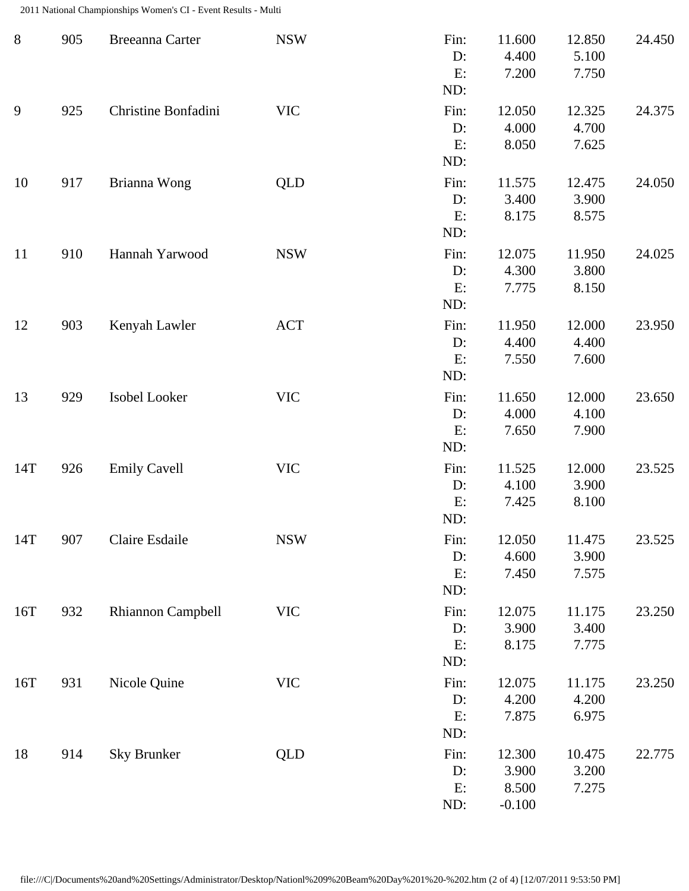| Rank | No. | Name | State | | | | Total |
|---|---|---|---|---|---|---|---|
| 8 | 905 | Breeanna Carter | NSW | Fin: | 11.600 | 12.850 | 24.450 |
| | | | | D: | 4.400 | 5.100 | |
| | | | | E: | 7.200 | 7.750 | |
| | | | | ND: | | | |
| 9 | 925 | Christine Bonfadini | VIC | Fin: | 12.050 | 12.325 | 24.375 |
| | | | | D: | 4.000 | 4.700 | |
| | | | | E: | 8.050 | 7.625 | |
| | | | | ND: | | | |
| 10 | 917 | Brianna Wong | QLD | Fin: | 11.575 | 12.475 | 24.050 |
| | | | | D: | 3.400 | 3.900 | |
| | | | | E: | 8.175 | 8.575 | |
| | | | | ND: | | | |
| 11 | 910 | Hannah Yarwood | NSW | Fin: | 12.075 | 11.950 | 24.025 |
| | | | | D: | 4.300 | 3.800 | |
| | | | | E: | 7.775 | 8.150 | |
| | | | | ND: | | | |
| 12 | 903 | Kenyah Lawler | ACT | Fin: | 11.950 | 12.000 | 23.950 |
| | | | | D: | 4.400 | 4.400 | |
| | | | | E: | 7.550 | 7.600 | |
| | | | | ND: | | | |
| 13 | 929 | Isobel Looker | VIC | Fin: | 11.650 | 12.000 | 23.650 |
| | | | | D: | 4.000 | 4.100 | |
| | | | | E: | 7.650 | 7.900 | |
| | | | | ND: | | | |
| 14T | 926 | Emily Cavell | VIC | Fin: | 11.525 | 12.000 | 23.525 |
| | | | | D: | 4.100 | 3.900 | |
| | | | | E: | 7.425 | 8.100 | |
| | | | | ND: | | | |
| 14T | 907 | Claire Esdaile | NSW | Fin: | 12.050 | 11.475 | 23.525 |
| | | | | D: | 4.600 | 3.900 | |
| | | | | E: | 7.450 | 7.575 | |
| | | | | ND: | | | |
| 16T | 932 | Rhiannon Campbell | VIC | Fin: | 12.075 | 11.175 | 23.250 |
| | | | | D: | 3.900 | 3.400 | |
| | | | | E: | 8.175 | 7.775 | |
| | | | | ND: | | | |
| 16T | 931 | Nicole Quine | VIC | Fin: | 12.075 | 11.175 | 23.250 |
| | | | | D: | 4.200 | 4.200 | |
| | | | | E: | 7.875 | 6.975 | |
| | | | | ND: | | | |
| 18 | 914 | Sky Brunker | QLD | Fin: | 12.300 | 10.475 | 22.775 |
| | | | | D: | 3.900 | 3.200 | |
| | | | | E: | 8.500 | 7.275 | |
| | | | | ND: | -0.100 | | |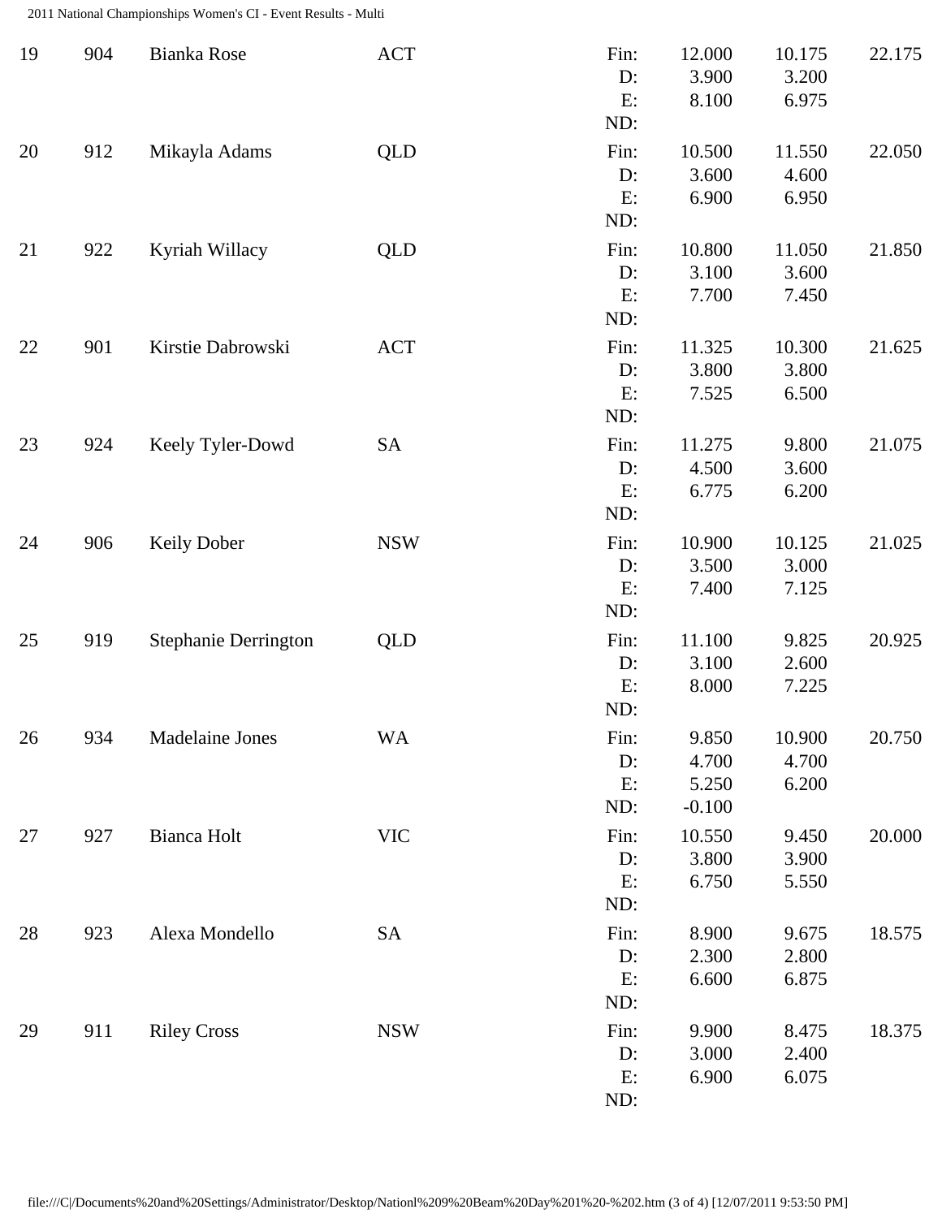| Rank | No. | Name | State | | Vault | Beam | Total |
|---|---|---|---|---|---|---|---|
| 19 | 904 | Bianka Rose | ACT | Fin: | 12.000 | 10.175 | 22.175 |
| | | | | D: | 3.900 | 3.200 | |
| | | | | E: | 8.100 | 6.975 | |
| | | | | ND: | | | |
| 20 | 912 | Mikayla Adams | QLD | Fin: | 10.500 | 11.550 | 22.050 |
| | | | | D: | 3.600 | 4.600 | |
| | | | | E: | 6.900 | 6.950 | |
| | | | | ND: | | | |
| 21 | 922 | Kyriah Willacy | QLD | Fin: | 10.800 | 11.050 | 21.850 |
| | | | | D: | 3.100 | 3.600 | |
| | | | | E: | 7.700 | 7.450 | |
| | | | | ND: | | | |
| 22 | 901 | Kirstie Dabrowski | ACT | Fin: | 11.325 | 10.300 | 21.625 |
| | | | | D: | 3.800 | 3.800 | |
| | | | | E: | 7.525 | 6.500 | |
| | | | | ND: | | | |
| 23 | 924 | Keely Tyler-Dowd | SA | Fin: | 11.275 | 9.800 | 21.075 |
| | | | | D: | 4.500 | 3.600 | |
| | | | | E: | 6.775 | 6.200 | |
| | | | | ND: | | | |
| 24 | 906 | Keily Dober | NSW | Fin: | 10.900 | 10.125 | 21.025 |
| | | | | D: | 3.500 | 3.000 | |
| | | | | E: | 7.400 | 7.125 | |
| | | | | ND: | | | |
| 25 | 919 | Stephanie Derrington | QLD | Fin: | 11.100 | 9.825 | 20.925 |
| | | | | D: | 3.100 | 2.600 | |
| | | | | E: | 8.000 | 7.225 | |
| | | | | ND: | | | |
| 26 | 934 | Madelaine Jones | WA | Fin: | 9.850 | 10.900 | 20.750 |
| | | | | D: | 4.700 | 4.700 | |
| | | | | E: | 5.250 | 6.200 | |
| | | | | ND: | -0.100 | | |
| 27 | 927 | Bianca Holt | VIC | Fin: | 10.550 | 9.450 | 20.000 |
| | | | | D: | 3.800 | 3.900 | |
| | | | | E: | 6.750 | 5.550 | |
| | | | | ND: | | | |
| 28 | 923 | Alexa Mondello | SA | Fin: | 8.900 | 9.675 | 18.575 |
| | | | | D: | 2.300 | 2.800 | |
| | | | | E: | 6.600 | 6.875 | |
| | | | | ND: | | | |
| 29 | 911 | Riley Cross | NSW | Fin: | 9.900 | 8.475 | 18.375 |
| | | | | D: | 3.000 | 2.400 | |
| | | | | E: | 6.900 | 6.075 | |
| | | | | ND: | | | |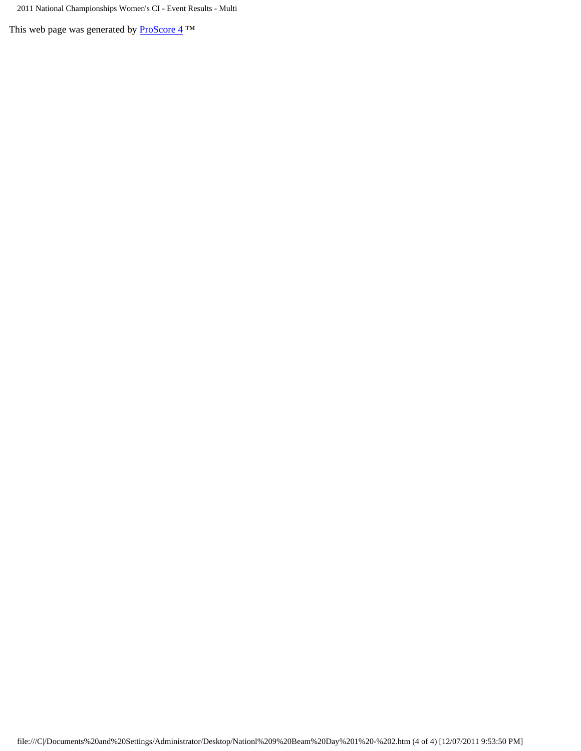This web page was generated by [ProScore 4](ProScore 4) ™